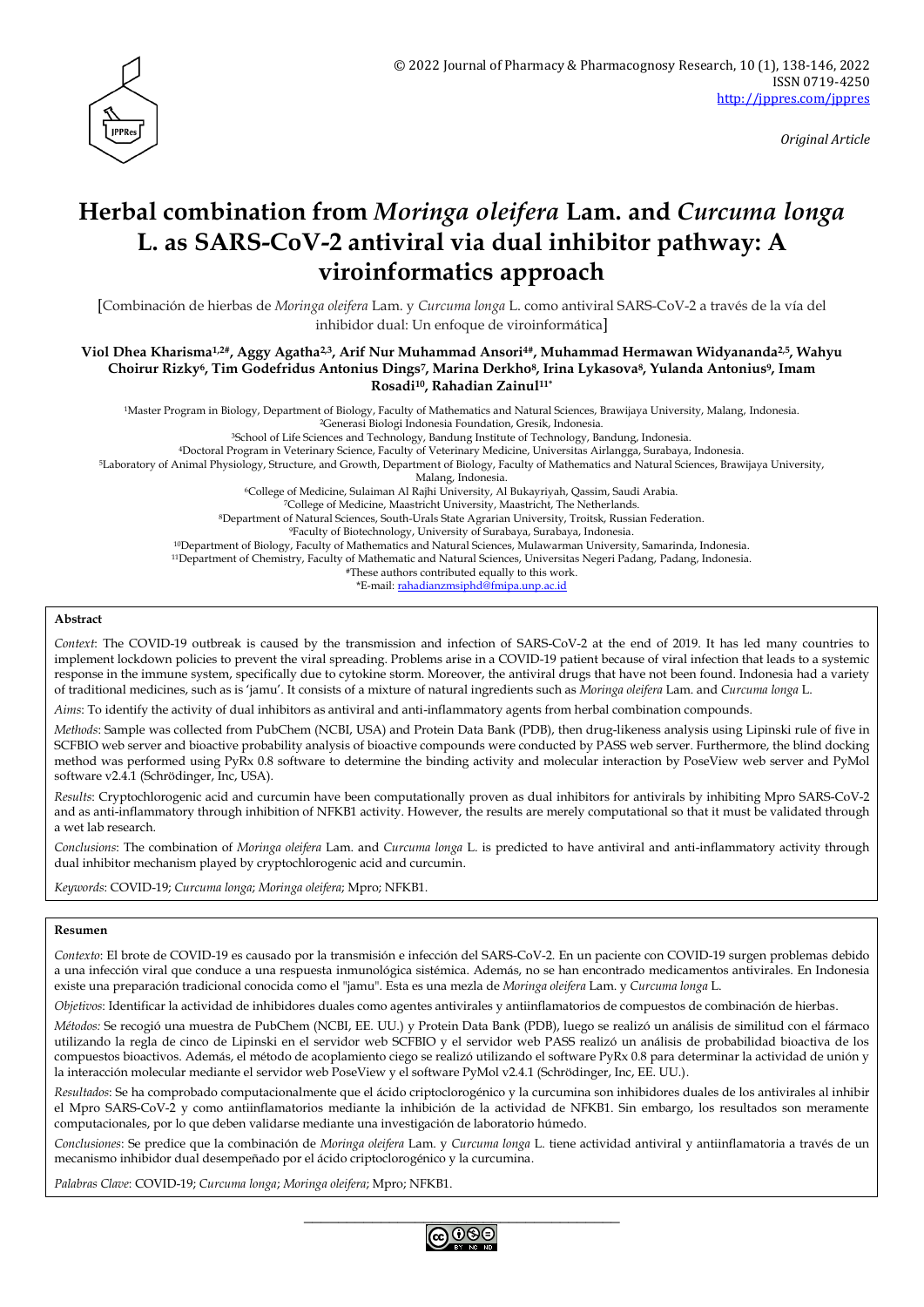Original Article

# Herbal combination from *Moringa oleifera* Lam. and *Curcuma longa* L. as SARS-CoV-2 antiviral via dual inhibitor pathway: A viroinformatics approach

[Combinación de hierbas de *Moringa oleifera* Lam. y *Curcuma longa* L. como antiviral SARS-CoV-2 a través de la vía del inhibidor dual: Un enfoque de viroinformática]

**Viol Dhea Kharisma[1,2#], Aggy Agatha[2,3], Arif Nur Muhammad Ansori[4#], Muhammad Hermawan Widyananda[2,5], Wahyu Choirur Rizky[6], Tim Godefridus Antonius Dings[7], Marina Derkho[8], Irina Lykasova[8], Yulanda Antonius[9], Imam Rosadi[10], Rahadian Zainul[11*]**

[1]Master Program in Biology, Department of Biology, Faculty of Mathematics and Natural Sciences, Brawijaya University, Malang, Indonesia.
[2]Generasi Biologi Indonesia Foundation, Gresik, Indonesia.
[3]School of Life Sciences and Technology, Bandung Institute of Technology, Bandung, Indonesia.
[4]Doctoral Program in Veterinary Science, Faculty of Veterinary Medicine, Universitas Airlangga, Surabaya, Indonesia.
[5]Laboratory of Animal Physiology, Structure, and Growth, Department of Biology, Faculty of Mathematics and Natural Sciences, Brawijaya University, Malang, Indonesia.
[6]College of Medicine, Sulaiman Al Rajhi University, Al Bukayriyah, Qassim, Saudi Arabia.
[7]College of Medicine, Maastricht University, Maastricht, The Netherlands.
[8]Department of Natural Sciences, South-Urals State Agrarian University, Troitsk, Russian Federation.
[9]Faculty of Biotechnology, University of Surabaya, Surabaya, Indonesia.
[10]Department of Biology, Faculty of Mathematics and Natural Sciences, Mulawarman University, Samarinda, Indonesia.
[11]Department of Chemistry, Faculty of Mathematic and Natural Sciences, Universitas Negeri Padang, Padang, Indonesia.
#These authors contributed equally to this work.
*E-mail: rahadianzmsiphd@fmipa.unp.ac.id

## Abstract

*Context*: The COVID-19 outbreak is caused by the transmission and infection of SARS-CoV-2 at the end of 2019. It has led many countries to implement lockdown policies to prevent the viral spreading. Problems arise in a COVID-19 patient because of viral infection that leads to a systemic response in the immune system, specifically due to cytokine storm. Moreover, the antiviral drugs that have not been found. Indonesia had a variety of traditional medicines, such as is 'jamu'. It consists of a mixture of natural ingredients such as *Moringa oleifera* Lam. and *Curcuma longa* L.

*Aims*: To identify the activity of dual inhibitors as antiviral and anti-inflammatory agents from herbal combination compounds.

*Methods*: Sample was collected from PubChem (NCBI, USA) and Protein Data Bank (PDB), then drug-likeness analysis using Lipinski rule of five in SCFBIO web server and bioactive probability analysis of bioactive compounds were conducted by PASS web server. Furthermore, the blind docking method was performed using PyRx 0.8 software to determine the binding activity and molecular interaction by PoseView web server and PyMol software v2.4.1 (Schrödinger, Inc, USA).

*Results*: Cryptochlorogenic acid and curcumin have been computationally proven as dual inhibitors for antivirals by inhibiting Mpro SARS-CoV-2 and as anti-inflammatory through inhibition of NFKB1 activity. However, the results are merely computational so that it must be validated through a wet lab research.

*Conclusions*: The combination of *Moringa oleifera* Lam. and *Curcuma longa* L. is predicted to have antiviral and anti-inflammatory activity through dual inhibitor mechanism played by cryptochlorogenic acid and curcumin.

*Keywords*: COVID-19; *Curcuma longa*; *Moringa oleifera*; Mpro; NFKB1.

## Resumen

*Contexto*: El brote de COVID-19 es causado por la transmisión e infección del SARS-CoV-2. En un paciente con COVID-19 surgen problemas debido a una infección viral que conduce a una respuesta inmunológica sistémica. Además, no se han encontrado medicamentos antivirales. En Indonesia existe una preparación tradicional conocida como el "jamu". Esta es una mezla de *Moringa oleifera* Lam. y *Curcuma longa* L.

*Objetivos*: Identificar la actividad de inhibidores duales como agentes antivirales y antiinflamatorios de compuestos de combinación de hierbas.

*Métodos:* Se recogió una muestra de PubChem (NCBI, EE. UU.) y Protein Data Bank (PDB), luego se realizó un análisis de similitud con el fármaco utilizando la regla de cinco de Lipinski en el servidor web SCFBIO y el servidor web PASS realizó un análisis de probabilidad bioactiva de los compuestos bioactivos. Además, el método de acoplamiento ciego se realizó utilizando el software PyRx 0.8 para determinar la actividad de unión y la interacción molecular mediante el servidor web PoseView y el software PyMol v2.4.1 (Schrödinger, Inc, EE. UU.).

*Resultados*: Se ha comprobado computacionalmente que el ácido criptoclorogénico y la curcumina son inhibidores duales de los antivirales al inhibir el Mpro SARS-CoV-2 y como antiinflamatorios mediante la inhibición de la actividad de NFKB1. Sin embargo, los resultados son meramente computacionales, por lo que deben validarse mediante una investigación de laboratorio húmedo.

*Conclusiones*: Se predice que la combinación de *Moringa oleifera* Lam. y *Curcuma longa* L. tiene actividad antiviral y antiinflamatoria a través de un mecanismo inhibidor dual desempeñado por el ácido criptoclorogénico y la curcumina.

*Palabras Clave*: COVID-19; *Curcuma longa*; *Moringa oleifera*; Mpro; NFKB1.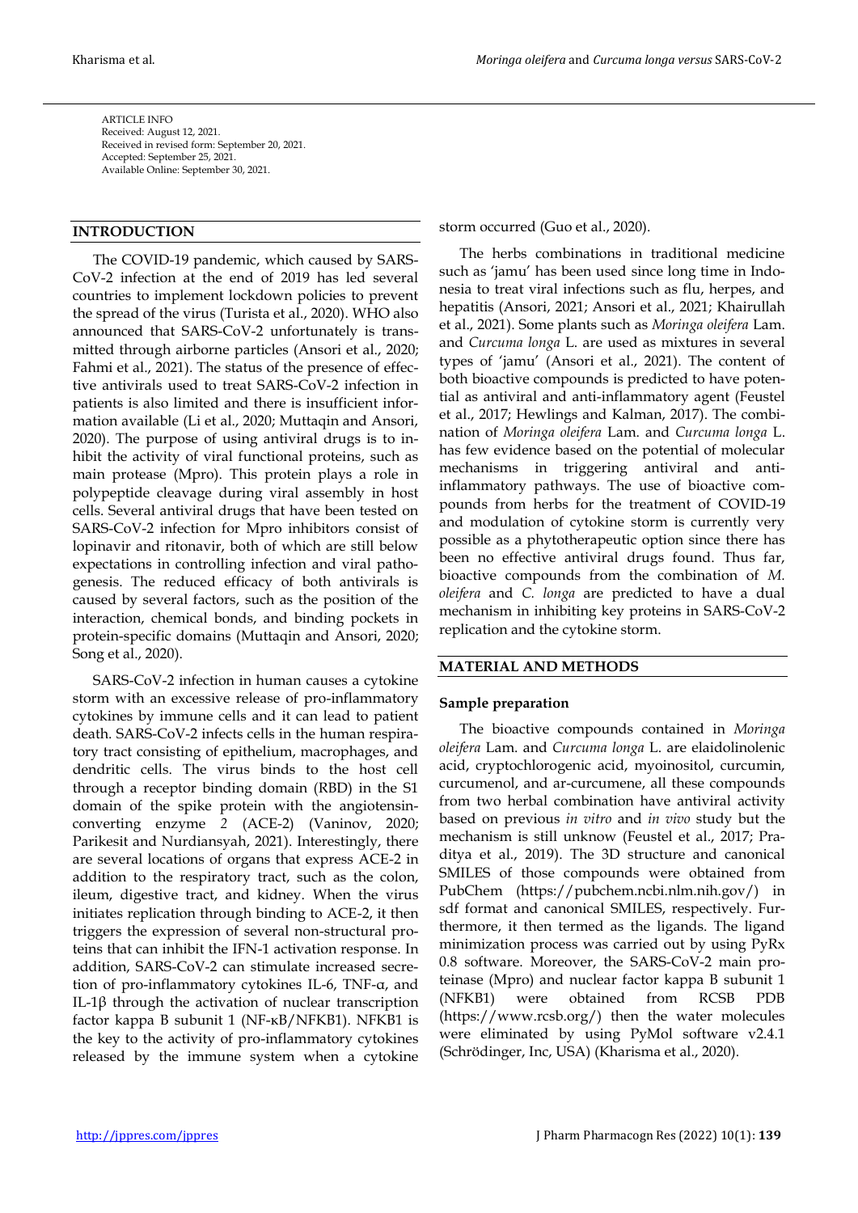ARTICLE INFO
Received: August 12, 2021.
Received in revised form: September 20, 2021.
Accepted: September 25, 2021.
Available Online: September 30, 2021.

## INTRODUCTION

The COVID-19 pandemic, which caused by SARS-CoV-2 infection at the end of 2019 has led several countries to implement lockdown policies to prevent the spread of the virus (Turista et al., 2020). WHO also announced that SARS-CoV-2 unfortunately is transmitted through airborne particles (Ansori et al., 2020; Fahmi et al., 2021). The status of the presence of effective antivirals used to treat SARS-CoV-2 infection in patients is also limited and there is insufficient information available (Li et al., 2020; Muttaqin and Ansori, 2020). The purpose of using antiviral drugs is to inhibit the activity of viral functional proteins, such as main protease (Mpro). This protein plays a role in polypeptide cleavage during viral assembly in host cells. Several antiviral drugs that have been tested on SARS-CoV-2 infection for Mpro inhibitors consist of lopinavir and ritonavir, both of which are still below expectations in controlling infection and viral pathogenesis. The reduced efficacy of both antivirals is caused by several factors, such as the position of the interaction, chemical bonds, and binding pockets in protein-specific domains (Muttaqin and Ansori, 2020; Song et al., 2020).

SARS-CoV-2 infection in human causes a cytokine storm with an excessive release of pro-inflammatory cytokines by immune cells and it can lead to patient death. SARS-CoV-2 infects cells in the human respiratory tract consisting of epithelium, macrophages, and dendritic cells. The virus binds to the host cell through a receptor binding domain (RBD) in the S1 domain of the spike protein with the angiotensin-converting enzyme 2 (ACE-2) (Vaninov, 2020; Parikesit and Nurdiansyah, 2021). Interestingly, there are several locations of organs that express ACE-2 in addition to the respiratory tract, such as the colon, ileum, digestive tract, and kidney. When the virus initiates replication through binding to ACE-2, it then triggers the expression of several non-structural proteins that can inhibit the IFN-1 activation response. In addition, SARS-CoV-2 can stimulate increased secretion of pro-inflammatory cytokines IL-6, TNF-α, and IL-1β through the activation of nuclear transcription factor kappa B subunit 1 (NF-κB/NFKB1). NFKB1 is the key to the activity of pro-inflammatory cytokines released by the immune system when a cytokine storm occurred (Guo et al., 2020).

The herbs combinations in traditional medicine such as 'jamu' has been used since long time in Indonesia to treat viral infections such as flu, herpes, and hepatitis (Ansori, 2021; Ansori et al., 2021; Khairullah et al., 2021). Some plants such as *Moringa oleifera* Lam. and *Curcuma longa* L. are used as mixtures in several types of 'jamu' (Ansori et al., 2021). The content of both bioactive compounds is predicted to have potential as antiviral and anti-inflammatory agent (Feustel et al., 2017; Hewlings and Kalman, 2017). The combination of *Moringa oleifera* Lam. and *Curcuma longa* L. has few evidence based on the potential of molecular mechanisms in triggering antiviral and anti-inflammatory pathways. The use of bioactive compounds from herbs for the treatment of COVID-19 and modulation of cytokine storm is currently very possible as a phytotherapeutic option since there has been no effective antiviral drugs found. Thus far, bioactive compounds from the combination of *M. oleifera* and *C. longa* are predicted to have a dual mechanism in inhibiting key proteins in SARS-CoV-2 replication and the cytokine storm.

## MATERIAL AND METHODS

### Sample preparation

The bioactive compounds contained in *Moringa oleifera* Lam. and *Curcuma longa* L. are elaidolinolenic acid, cryptochlorogenic acid, myoinositol, curcumin, curcumenol, and ar-curcumene, all these compounds from two herbal combination have antiviral activity based on previous *in vitro* and *in vivo* study but the mechanism is still unknow (Feustel et al., 2017; Praditya et al., 2019). The 3D structure and canonical SMILES of those compounds were obtained from PubChem (https://pubchem.ncbi.nlm.nih.gov/) in sdf format and canonical SMILES, respectively. Furthermore, it then termed as the ligands. The ligand minimization process was carried out by using PyRx 0.8 software. Moreover, the SARS-CoV-2 main proteinase (Mpro) and nuclear factor kappa B subunit 1 (NFKB1) were obtained from RCSB PDB (https://www.rcsb.org/) then the water molecules were eliminated by using PyMol software v2.4.1 (Schrödinger, Inc, USA) (Kharisma et al., 2020).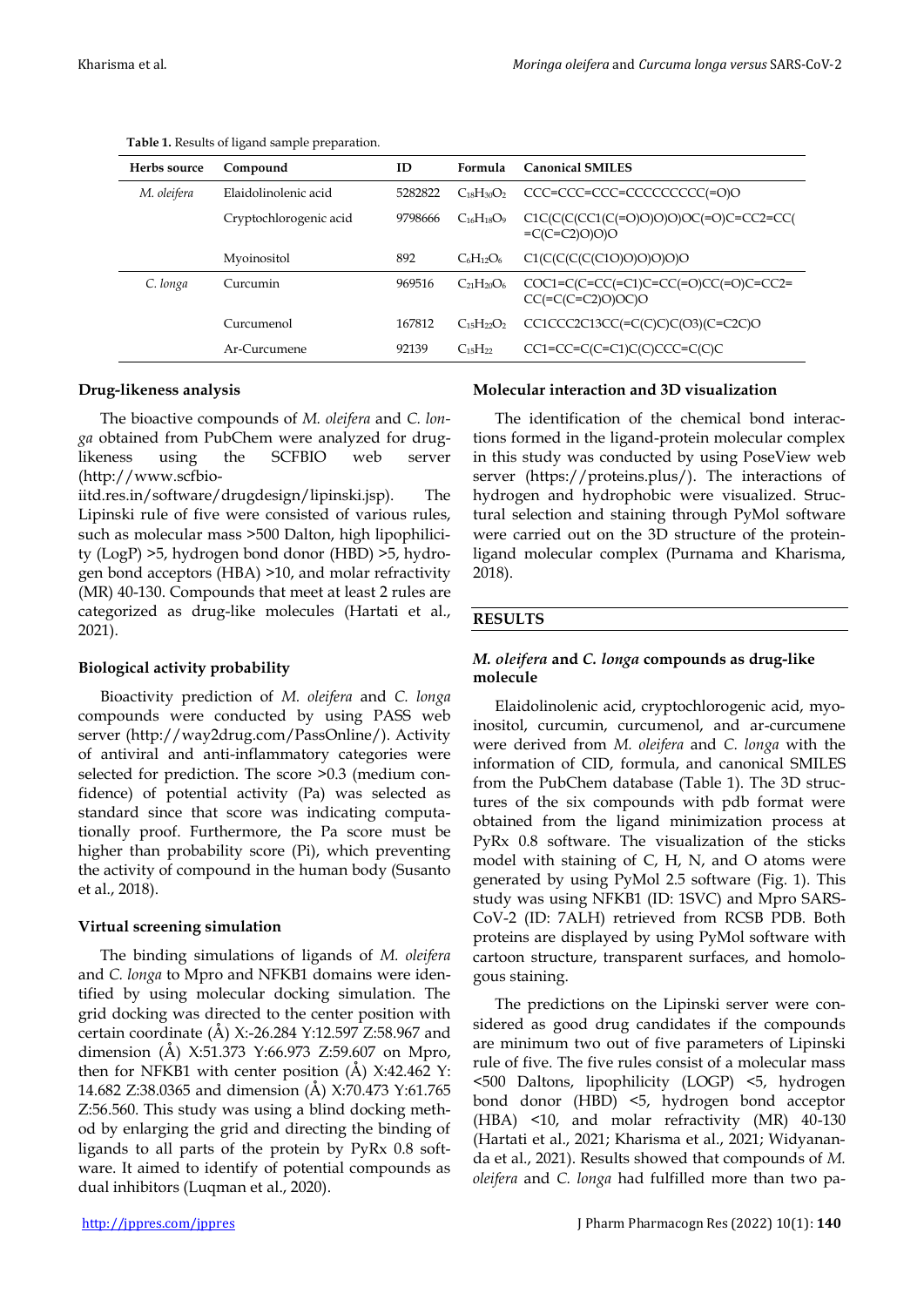**Table 1.** Results of ligand sample preparation.

| Herbs source | Compound | ID | Formula | Canonical SMILES |
|---|---|---|---|---|
| *M. oleifera* | Elaidolinolenic acid | 5282822 | $C_{18}H_{30}O_2$ | CCC=CCC=CCC=CCCCCCCCC(=O)O |
| | Cryptochlorogenic acid | 9798666 | $C_{16}H_{18}O_9$ | C1C(C(C(CC1(C(=O)O)O)O)OC(=O)C=CC2=CC(=C(C=C2)O)O)O |
| | Myoinositol | 892 | $C_6H_{12}O_6$ | C1(C(C(C(C(C1O)O)O)O)O)O |
| *C. longa* | Curcumin | 969516 | $C_{21}H_{20}O_6$ | COC1=C(C=CC(=C1)C=CC(=O)CC(=O)C=CC2=CC(=C(C=C2)O)OC)O |
| | Curcumenol | 167812 | $C_{15}H_{22}O_2$ | CC1CCC2C13CC(=C(C)C)C(O3)(C=C2C)O |
| | Ar-Curcumene | 92139 | $C_{15}H_{22}$ | CC1=CC=C(C=C1)C(C)CCC=C(C)C |

### Drug-likeness analysis

The bioactive compounds of *M. oleifera* and *C. longa* obtained from PubChem were analyzed for drug-likeness using the SCFBIO web server (http://www.scfbio-iitd.res.in/software/drugdesign/lipinski.jsp). The Lipinski rule of five were consisted of various rules, such as molecular mass >500 Dalton, high lipophilicity (LogP) >5, hydrogen bond donor (HBD) >5, hydrogen bond acceptors (HBA) >10, and molar refractivity (MR) 40-130. Compounds that meet at least 2 rules are categorized as drug-like molecules (Hartati et al., 2021).

### Biological activity probability

Bioactivity prediction of *M. oleifera* and *C. longa* compounds were conducted by using PASS web server (http://way2drug.com/PassOnline/). Activity of antiviral and anti-inflammatory categories were selected for prediction. The score >0.3 (medium confidence) of potential activity (Pa) was selected as standard since that score was indicating computationally proof. Furthermore, the Pa score must be higher than probability score (Pi), which preventing the activity of compound in the human body (Susanto et al., 2018).

### Virtual screening simulation

The binding simulations of ligands of *M. oleifera* and *C. longa* to Mpro and NFKB1 domains were identified by using molecular docking simulation. The grid docking was directed to the center position with certain coordinate (Å) X:-26.284 Y:12.597 Z:58.967 and dimension (Å) X:51.373 Y:66.973 Z:59.607 on Mpro, then for NFKB1 with center position (Å) X:42.462 Y: 14.682 Z:38.0365 and dimension (Å) X:70.473 Y:61.765 Z:56.560. This study was using a blind docking method by enlarging the grid and directing the binding of ligands to all parts of the protein by PyRx 0.8 software. It aimed to identify of potential compounds as dual inhibitors (Luqman et al., 2020).

### Molecular interaction and 3D visualization

The identification of the chemical bond interactions formed in the ligand-protein molecular complex in this study was conducted by using PoseView web server (https://proteins.plus/). The interactions of hydrogen and hydrophobic were visualized. Structural selection and staining through PyMol software were carried out on the 3D structure of the protein-ligand molecular complex (Purnama and Kharisma, 2018).

## RESULTS

### *M. oleifera* and *C. longa* compounds as drug-like molecule

Elaidolinolenic acid, cryptochlorogenic acid, myoinositol, curcumin, curcumenol, and ar-curcumene were derived from *M. oleifera* and *C. longa* with the information of CID, formula, and canonical SMILES from the PubChem database (Table 1). The 3D structures of the six compounds with pdb format were obtained from the ligand minimization process at PyRx 0.8 software. The visualization of the sticks model with staining of C, H, N, and O atoms were generated by using PyMol 2.5 software (Fig. 1). This study was using NFKB1 (ID: 1SVC) and Mpro SARS-CoV-2 (ID: 7ALH) retrieved from RCSB PDB. Both proteins are displayed by using PyMol software with cartoon structure, transparent surfaces, and homologous staining.

The predictions on the Lipinski server were considered as good drug candidates if the compounds are minimum two out of five parameters of Lipinski rule of five. The five rules consist of a molecular mass <500 Daltons, lipophilicity (LOGP) <5, hydrogen bond donor (HBD) <5, hydrogen bond acceptor (HBA) <10, and molar refractivity (MR) 40-130 (Hartati et al., 2021; Kharisma et al., 2021; Widyananda et al., 2021). Results showed that compounds of *M. oleifera* and *C. longa* had fulfilled more than two pa-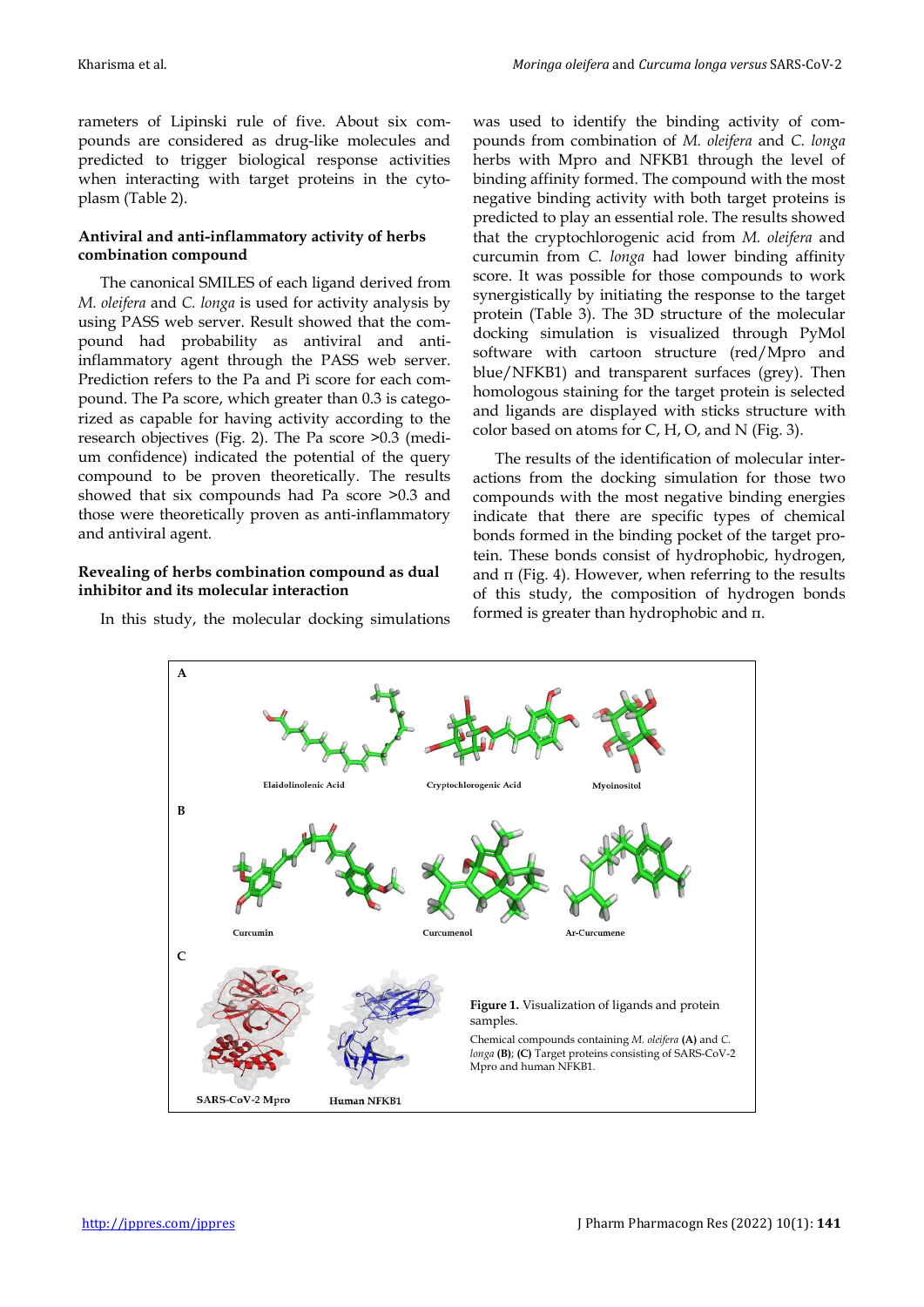rameters of Lipinski rule of five. About six compounds are considered as drug-like molecules and predicted to trigger biological response activities when interacting with target proteins in the cytoplasm (Table 2).

### Antiviral and anti-inflammatory activity of herbs combination compound

The canonical SMILES of each ligand derived from *M. oleifera* and *C. longa* is used for activity analysis by using PASS web server. Result showed that the compound had probability as antiviral and anti-inflammatory agent through the PASS web server. Prediction refers to the Pa and Pi score for each compound. The Pa score, which greater than 0.3 is categorized as capable for having activity according to the research objectives (Fig. 2). The Pa score >0.3 (medium confidence) indicated the potential of the query compound to be proven theoretically. The results showed that six compounds had Pa score >0.3 and those were theoretically proven as anti-inflammatory and antiviral agent.

### Revealing of herbs combination compound as dual inhibitor and its molecular interaction

In this study, the molecular docking simulations was used to identify the binding activity of compounds from combination of *M. oleifera* and *C. longa* herbs with Mpro and NFKB1 through the level of binding affinity formed. The compound with the most negative binding activity with both target proteins is predicted to play an essential role. The results showed that the cryptochlorogenic acid from *M. oleifera* and curcumin from *C. longa* had lower binding affinity score. It was possible for those compounds to work synergistically by initiating the response to the target protein (Table 3). The 3D structure of the molecular docking simulation is visualized through PyMol software with cartoon structure (red/Mpro and blue/NFKB1) and transparent surfaces (grey). Then homologous staining for the target protein is selected and ligands are displayed with sticks structure with color based on atoms for C, H, O, and N (Fig. 3).

The results of the identification of molecular interactions from the docking simulation for those two compounds with the most negative binding energies indicate that there are specific types of chemical bonds formed in the binding pocket of the target protein. These bonds consist of hydrophobic, hydrogen, and π (Fig. 4). However, when referring to the results of this study, the composition of hydrogen bonds formed is greater than hydrophobic and π.

**Figure 1.** Visualization of ligands and protein samples.

Chemical compounds containing *M. oleifera* **(A)** and *C. longa* **(B)**; **(C)** Target proteins consisting of SARS-CoV-2 Mpro and human NFKB1.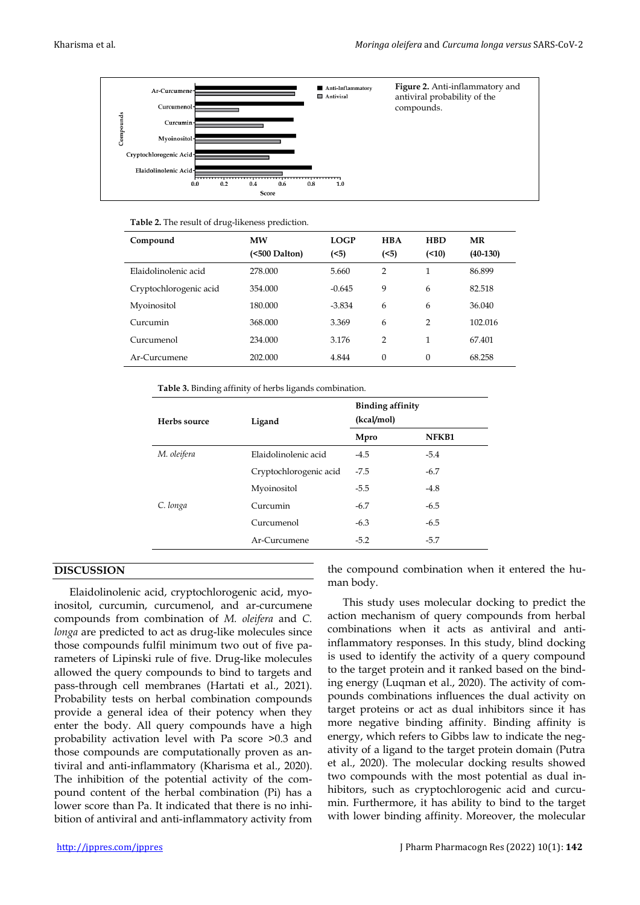Figure 2. Anti-inflammatory and antiviral probability of the compounds.

**Table 2.** The result of drug-likeness prediction.

| Compound | MW (<500 Dalton) | LOGP (<5) | HBA (<5) | HBD (<10) | MR (40-130) |
|---|---|---|---|---|---|
| Elaidolinolenic acid | 278.000 | 5.660 | 2 | 1 | 86.899 |
| Cryptochlorogenic acid | 354.000 | -0.645 | 9 | 6 | 82.518 |
| Myoinositol | 180.000 | -3.834 | 6 | 6 | 36.040 |
| Curcumin | 368.000 | 3.369 | 6 | 2 | 102.016 |
| Curcumenol | 234.000 | 3.176 | 2 | 1 | 67.401 |
| Ar-Curcumene | 202.000 | 4.844 | 0 | 0 | 68.258 |

**Table 3.** Binding affinity of herbs ligands combination.

| Herbs source | Ligand | Binding affinity (kcal/mol) | |
|---|---|---|---|
| | | Mpro | NFKB1 |
| *M. oleifera* | Elaidolinolenic acid | -4.5 | -5.4 |
| | Cryptochlorogenic acid | -7.5 | -6.7 |
| | Myoinositol | -5.5 | -4.8 |
| *C. longa* | Curcumin | -6.7 | -6.5 |
| | Curcumenol | -6.3 | -6.5 |
| | Ar-Curcumene | -5.2 | -5.7 |

## DISCUSSION

Elaidolinolenic acid, cryptochlorogenic acid, myoinositol, curcumin, curcumenol, and ar-curcumene compounds from combination of *M. oleifera* and *C. longa* are predicted to act as drug-like molecules since those compounds fulfil minimum two out of five parameters of Lipinski rule of five. Drug-like molecules allowed the query compounds to bind to targets and pass-through cell membranes (Hartati et al., 2021). Probability tests on herbal combination compounds provide a general idea of their potency when they enter the body. All query compounds have a high probability activation level with Pa score >0.3 and those compounds are computationally proven as antiviral and anti-inflammatory (Kharisma et al., 2020). The inhibition of the potential activity of the compound content of the herbal combination (Pi) has a lower score than Pa. It indicated that there is no inhibition of antiviral and anti-inflammatory activity from the compound combination when it entered the human body.

This study uses molecular docking to predict the action mechanism of query compounds from herbal combinations when it acts as antiviral and anti-inflammatory responses. In this study, blind docking is used to identify the activity of a query compound to the target protein and it ranked based on the binding energy (Luqman et al., 2020). The activity of compounds combinations influences the dual activity on target proteins or act as dual inhibitors since it has more negative binding affinity. Binding affinity is energy, which refers to Gibbs law to indicate the negativity of a ligand to the target protein domain (Putra et al., 2020). The molecular docking results showed two compounds with the most potential as dual inhibitors, such as cryptochlorogenic acid and curcumin. Furthermore, it has ability to bind to the target with lower binding affinity. Moreover, the molecular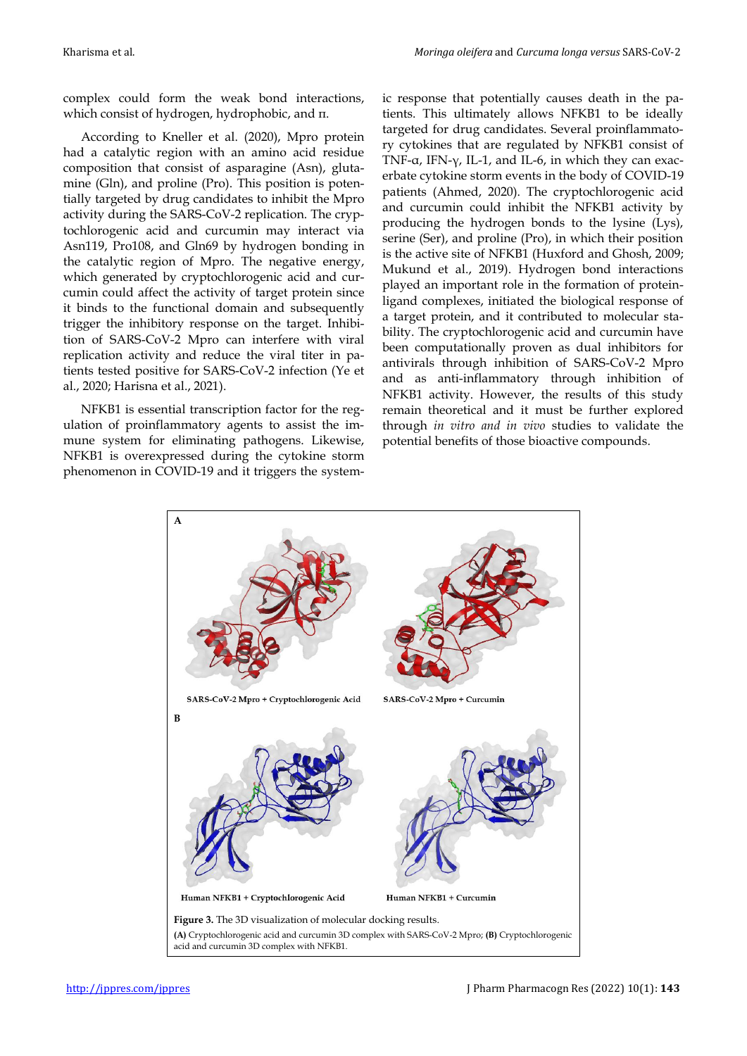complex could form the weak bond interactions, which consist of hydrogen, hydrophobic, and π.

According to Kneller et al. (2020), Mpro protein had a catalytic region with an amino acid residue composition that consist of asparagine (Asn), glutamine (Gln), and proline (Pro). This position is potentially targeted by drug candidates to inhibit the Mpro activity during the SARS-CoV-2 replication. The cryptochlorogenic acid and curcumin may interact via Asn119, Pro108, and Gln69 by hydrogen bonding in the catalytic region of Mpro. The negative energy, which generated by cryptochlorogenic acid and curcumin could affect the activity of target protein since it binds to the functional domain and subsequently trigger the inhibitory response on the target. Inhibition of SARS-CoV-2 Mpro can interfere with viral replication activity and reduce the viral titer in patients tested positive for SARS-CoV-2 infection (Ye et al., 2020; Harisna et al., 2021).

NFKB1 is essential transcription factor for the regulation of proinflammatory agents to assist the immune system for eliminating pathogens. Likewise, NFKB1 is overexpressed during the cytokine storm phenomenon in COVID-19 and it triggers the systemic response that potentially causes death in the patients. This ultimately allows NFKB1 to be ideally targeted for drug candidates. Several proinflammatory cytokines that are regulated by NFKB1 consist of TNF-α, IFN-γ, IL-1, and IL-6, in which they can exacerbate cytokine storm events in the body of COVID-19 patients (Ahmed, 2020). The cryptochlorogenic acid and curcumin could inhibit the NFKB1 activity by producing the hydrogen bonds to the lysine (Lys), serine (Ser), and proline (Pro), in which their position is the active site of NFKB1 (Huxford and Ghosh, 2009; Mukund et al., 2019). Hydrogen bond interactions played an important role in the formation of protein-ligand complexes, initiated the biological response of a target protein, and it contributed to molecular stability. The cryptochlorogenic acid and curcumin have been computationally proven as dual inhibitors for antivirals through inhibition of SARS-CoV-2 Mpro and as anti-inflammatory through inhibition of NFKB1 activity. However, the results of this study remain theoretical and it must be further explored through *in vitro and in vivo* studies to validate the potential benefits of those bioactive compounds.

**A**

SARS-CoV-2 Mpro + Cryptochlorogenic Acid

SARS-CoV-2 Mpro + Curcumin

**B**

Human NFKB1 + Cryptochlorogenic Acid

Human NFKB1 + Curcumin

**Figure 3.** The 3D visualization of molecular docking results.

**(A)** Cryptochlorogenic acid and curcumin 3D complex with SARS-CoV-2 Mpro; **(B)** Cryptochlorogenic acid and curcumin 3D complex with NFKB1.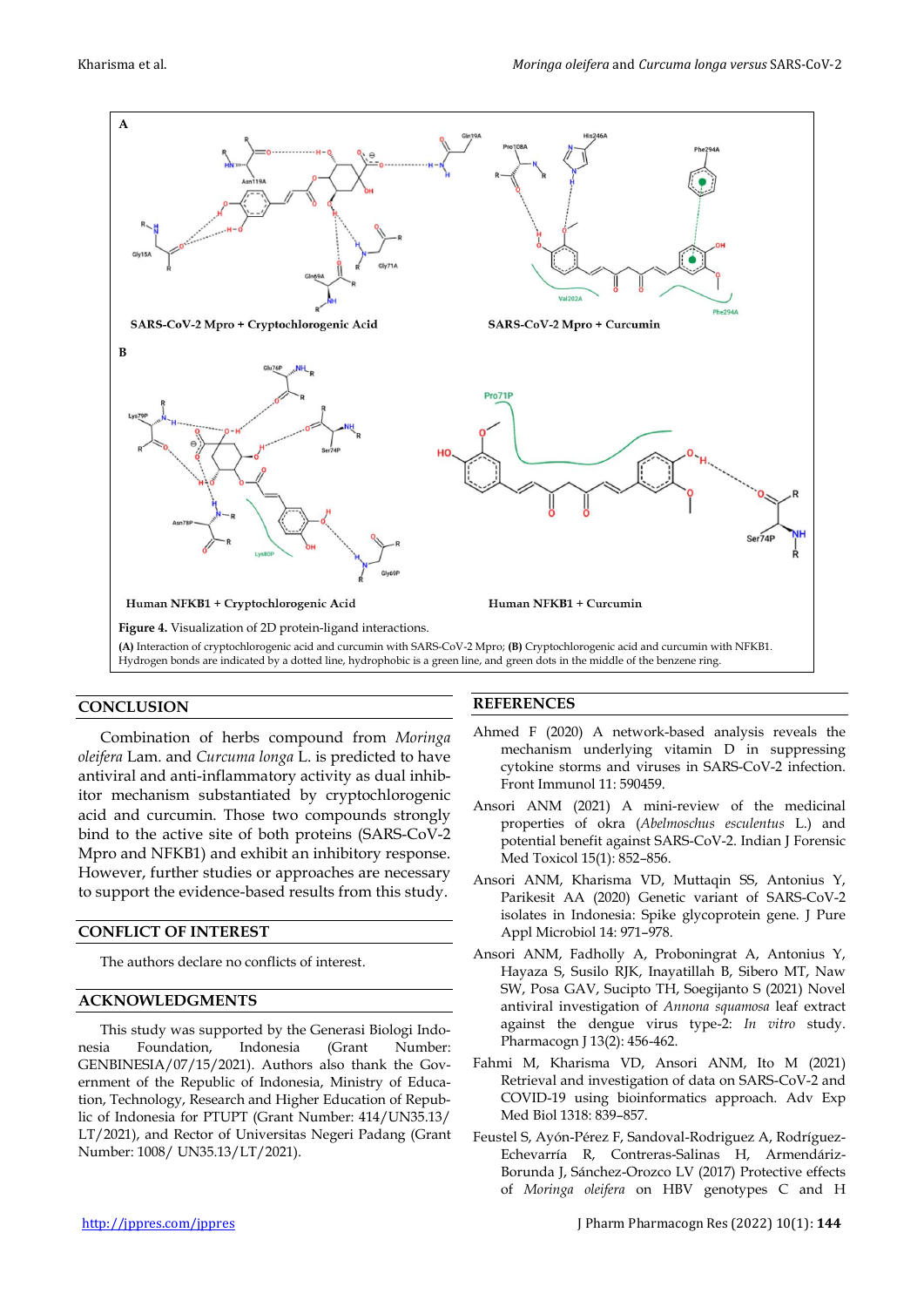**Figure 4.** Visualization of 2D protein-ligand interactions.

**(A)** Interaction of cryptochlorogenic acid and curcumin with SARS-CoV-2 Mpro; **(B)** Cryptochlorogenic acid and curcumin with NFKB1. Hydrogen bonds are indicated by a dotted line, hydrophobic is a green line, and green dots in the middle of the benzene ring.

## CONCLUSION

Combination of herbs compound from *Moringa oleifera* Lam. and *Curcuma longa* L. is predicted to have antiviral and anti-inflammatory activity as dual inhibitor mechanism substantiated by cryptochlorogenic acid and curcumin. Those two compounds strongly bind to the active site of both proteins (SARS-CoV-2 Mpro and NFKB1) and exhibit an inhibitory response. However, further studies or approaches are necessary to support the evidence-based results from this study.

## CONFLICT OF INTEREST

The authors declare no conflicts of interest.

## ACKNOWLEDGMENTS

This study was supported by the Generasi Biologi Indonesia Foundation, Indonesia (Grant Number: GENBINESIA/07/15/2021). Authors also thank the Government of the Republic of Indonesia, Ministry of Education, Technology, Research and Higher Education of Republic of Indonesia for PTUPT (Grant Number: 414/UN35.13/LT/2021), and Rector of Universitas Negeri Padang (Grant Number: 1008/ UN35.13/LT/2021).

## REFERENCES

Ahmed F (2020) A network-based analysis reveals the mechanism underlying vitamin D in suppressing cytokine storms and viruses in SARS-CoV-2 infection. Front Immunol 11: 590459.

Ansori ANM (2021) A mini-review of the medicinal properties of okra (*Abelmoschus esculentus* L.) and potential benefit against SARS-CoV-2. Indian J Forensic Med Toxicol 15(1): 852–856.

Ansori ANM, Kharisma VD, Muttaqin SS, Antonius Y, Parikesit AA (2020) Genetic variant of SARS-CoV-2 isolates in Indonesia: Spike glycoprotein gene. J Pure Appl Microbiol 14: 971–978.

Ansori ANM, Fadholly A, Proboningrat A, Antonius Y, Hayaza S, Susilo RJK, Inayatillah B, Sibero MT, Naw SW, Posa GAV, Sucipto TH, Soegijanto S (2021) Novel antiviral investigation of *Annona squamosa* leaf extract against the dengue virus type-2: *In vitro* study. Pharmacogn J 13(2): 456-462.

Fahmi M, Kharisma VD, Ansori ANM, Ito M (2021) Retrieval and investigation of data on SARS-CoV-2 and COVID-19 using bioinformatics approach. Adv Exp Med Biol 1318: 839–857.

Feustel S, Ayón-Pérez F, Sandoval-Rodriguez A, Rodríguez-Echevarría R, Contreras-Salinas H, Armendáriz-Borunda J, Sánchez-Orozco LV (2017) Protective effects of *Moringa oleifera* on HBV genotypes C and H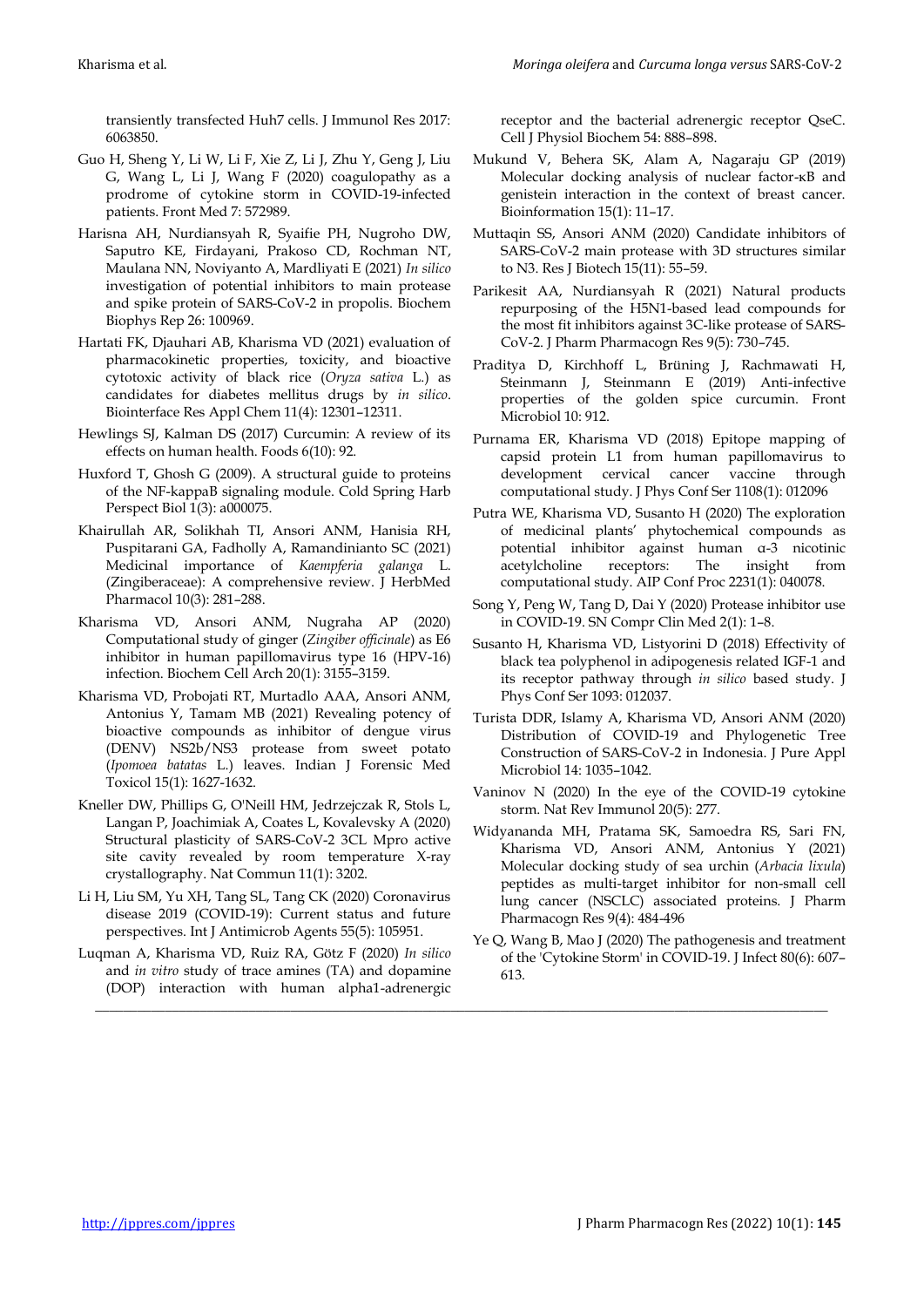transiently transfected Huh7 cells. J Immunol Res 2017: 6063850.

Guo H, Sheng Y, Li W, Li F, Xie Z, Li J, Zhu Y, Geng J, Liu G, Wang L, Li J, Wang F (2020) coagulopathy as a prodrome of cytokine storm in COVID-19-infected patients. Front Med 7: 572989.

Harisna AH, Nurdiansyah R, Syaifie PH, Nugroho DW, Saputro KE, Firdayani, Prakoso CD, Rochman NT, Maulana NN, Noviyanto A, Mardliyati E (2021) *In silico* investigation of potential inhibitors to main protease and spike protein of SARS-CoV-2 in propolis. Biochem Biophys Rep 26: 100969.

Hartati FK, Djauhari AB, Kharisma VD (2021) evaluation of pharmacokinetic properties, toxicity, and bioactive cytotoxic activity of black rice (*Oryza sativa* L.) as candidates for diabetes mellitus drugs by *in silico*. Biointerface Res Appl Chem 11(4): 12301–12311.

Hewlings SJ, Kalman DS (2017) Curcumin: A review of its effects on human health. Foods 6(10): 92.

Huxford T, Ghosh G (2009). A structural guide to proteins of the NF-kappaB signaling module. Cold Spring Harb Perspect Biol 1(3): a000075.

Khairullah AR, Solikhah TI, Ansori ANM, Hanisia RH, Puspitarani GA, Fadholly A, Ramandinianto SC (2021) Medicinal importance of *Kaempferia galanga* L. (Zingiberaceae): A comprehensive review. J HerbMed Pharmacol 10(3): 281–288.

Kharisma VD, Ansori ANM, Nugraha AP (2020) Computational study of ginger (*Zingiber officinale*) as E6 inhibitor in human papillomavirus type 16 (HPV-16) infection. Biochem Cell Arch 20(1): 3155–3159.

Kharisma VD, Probojati RT, Murtadlo AAA, Ansori ANM, Antonius Y, Tamam MB (2021) Revealing potency of bioactive compounds as inhibitor of dengue virus (DENV) NS2b/NS3 protease from sweet potato (*Ipomoea batatas* L.) leaves. Indian J Forensic Med Toxicol 15(1): 1627-1632.

Kneller DW, Phillips G, O'Neill HM, Jedrzejczak R, Stols L, Langan P, Joachimiak A, Coates L, Kovalevsky A (2020) Structural plasticity of SARS-CoV-2 3CL Mpro active site cavity revealed by room temperature X-ray crystallography. Nat Commun 11(1): 3202.

Li H, Liu SM, Yu XH, Tang SL, Tang CK (2020) Coronavirus disease 2019 (COVID-19): Current status and future perspectives. Int J Antimicrob Agents 55(5): 105951.

Luqman A, Kharisma VD, Ruiz RA, Götz F (2020) *In silico* and *in vitro* study of trace amines (TA) and dopamine (DOP) interaction with human alpha1-adrenergic receptor and the bacterial adrenergic receptor QseC. Cell J Physiol Biochem 54: 888–898.

Mukund V, Behera SK, Alam A, Nagaraju GP (2019) Molecular docking analysis of nuclear factor-κB and genistein interaction in the context of breast cancer. Bioinformation 15(1): 11–17.

Muttaqin SS, Ansori ANM (2020) Candidate inhibitors of SARS-CoV-2 main protease with 3D structures similar to N3. Res J Biotech 15(11): 55–59.

Parikesit AA, Nurdiansyah R (2021) Natural products repurposing of the H5N1-based lead compounds for the most fit inhibitors against 3C-like protease of SARS-CoV-2. J Pharm Pharmacogn Res 9(5): 730–745.

Praditya D, Kirchhoff L, Brüning J, Rachmawati H, Steinmann J, Steinmann E (2019) Anti-infective properties of the golden spice curcumin. Front Microbiol 10: 912.

Purnama ER, Kharisma VD (2018) Epitope mapping of capsid protein L1 from human papillomavirus to development cervical cancer vaccine through computational study. J Phys Conf Ser 1108(1): 012096

Putra WE, Kharisma VD, Susanto H (2020) The exploration of medicinal plants' phytochemical compounds as potential inhibitor against human α-3 nicotinic acetylcholine receptors: The insight from computational study. AIP Conf Proc 2231(1): 040078.

Song Y, Peng W, Tang D, Dai Y (2020) Protease inhibitor use in COVID-19. SN Compr Clin Med 2(1): 1–8.

Susanto H, Kharisma VD, Listyorini D (2018) Effectivity of black tea polyphenol in adipogenesis related IGF-1 and its receptor pathway through *in silico* based study. J Phys Conf Ser 1093: 012037.

Turista DDR, Islamy A, Kharisma VD, Ansori ANM (2020) Distribution of COVID-19 and Phylogenetic Tree Construction of SARS-CoV-2 in Indonesia. J Pure Appl Microbiol 14: 1035–1042.

Vaninov N (2020) In the eye of the COVID-19 cytokine storm. Nat Rev Immunol 20(5): 277.

Widyananda MH, Pratama SK, Samoedra RS, Sari FN, Kharisma VD, Ansori ANM, Antonius Y (2021) Molecular docking study of sea urchin (*Arbacia lixula*) peptides as multi-target inhibitor for non-small cell lung cancer (NSCLC) associated proteins. J Pharm Pharmacogn Res 9(4): 484-496

Ye Q, Wang B, Mao J (2020) The pathogenesis and treatment of the 'Cytokine Storm' in COVID-19. J Infect 80(6): 607–613.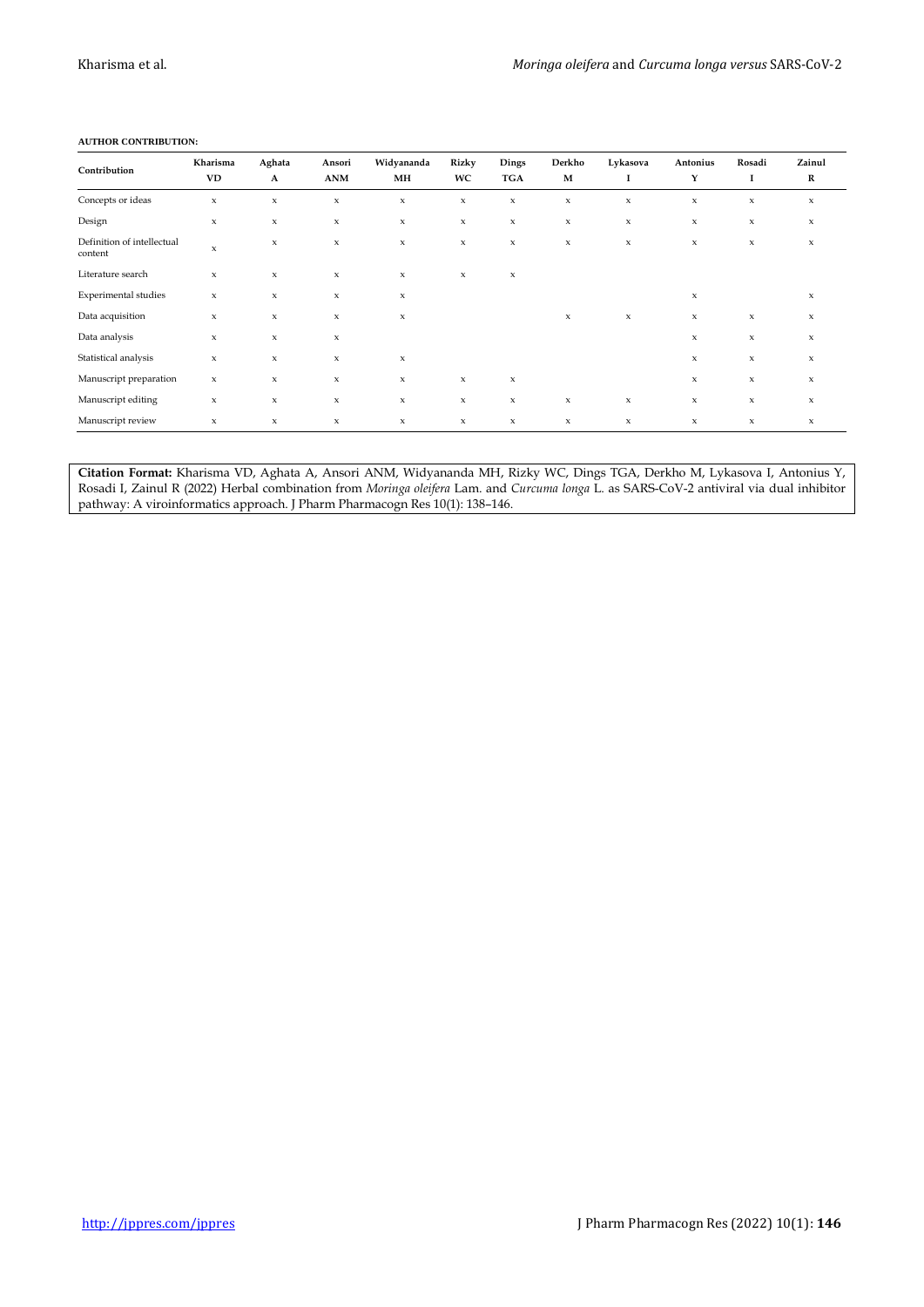**AUTHOR CONTRIBUTION:**

| Contribution | Kharisma VD | Aghata A | Ansori ANM | Widyananda MH | Rizky WC | Dings TGA | Derkho M | Lykasova I | Antonius Y | Rosadi I | Zainul R |
|---|---|---|---|---|---|---|---|---|---|---|---|
| Concepts or ideas | x | x | x | x | x | x | x | x | x | x | x |
| Design | x | x | x | x | x | x | x | x | x | x | x |
| Definition of intellectual content | x | x | x | x | x | x | x | x | x | x | x |
| Literature search | x | x | x | x | x | x | | | | | |
| Experimental studies | x | x | x | x | | | | | x | | x |
| Data acquisition | x | x | x | x | | | x | x | x | x | x |
| Data analysis | x | x | x | | | | | | x | x | x |
| Statistical analysis | x | x | x | x | | | | | x | x | x |
| Manuscript preparation | x | x | x | x | x | x | | | x | x | x |
| Manuscript editing | x | x | x | x | x | x | x | x | x | x | x |
| Manuscript review | x | x | x | x | x | x | x | x | x | x | x |

**Citation Format:** Kharisma VD, Aghata A, Ansori ANM, Widyananda MH, Rizky WC, Dings TGA, Derkho M, Lykasova I, Antonius Y, Rosadi I, Zainul R (2022) Herbal combination from *Moringa oleifera* Lam. and *Curcuma longa* L. as SARS-CoV-2 antiviral via dual inhibitor pathway: A viroinformatics approach. J Pharm Pharmacogn Res 10(1): 138–146.